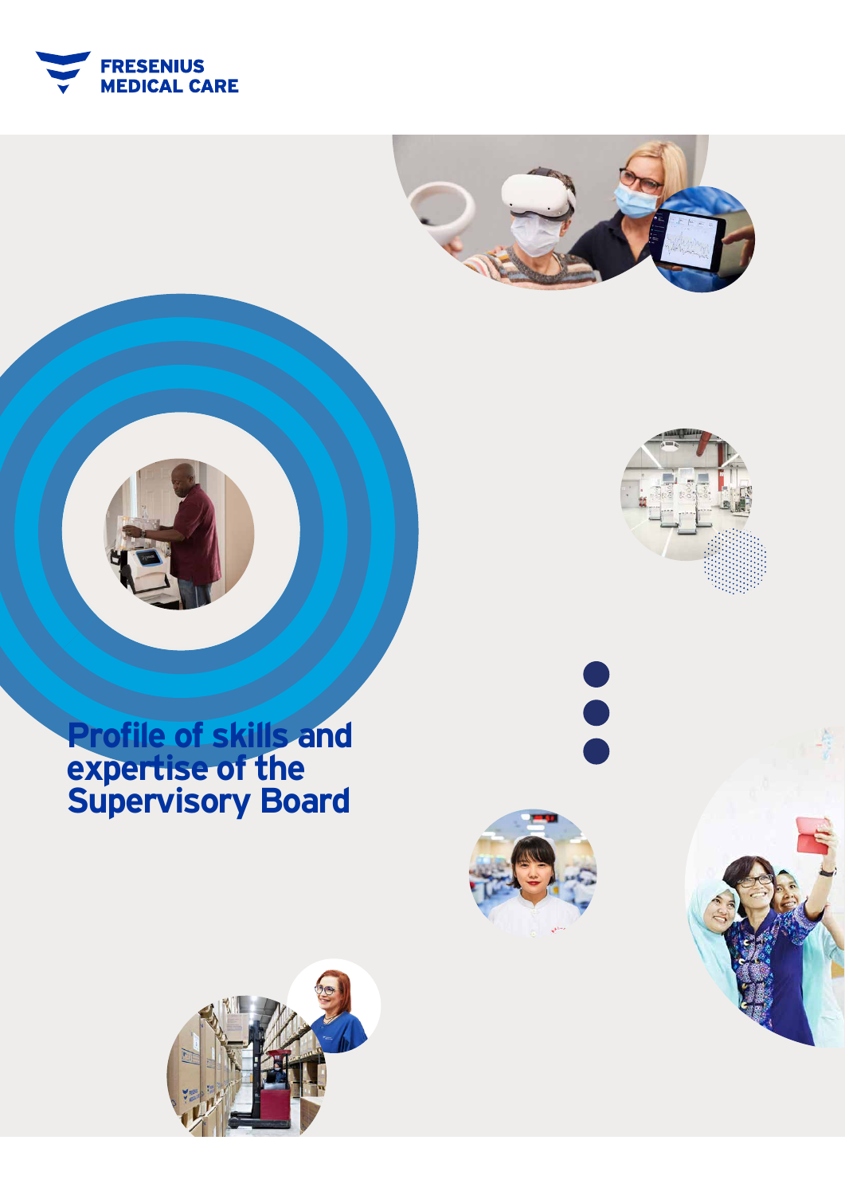FRESENIUS MEDICAL CARE

# Profile of skills and expertise of the Supervisory Board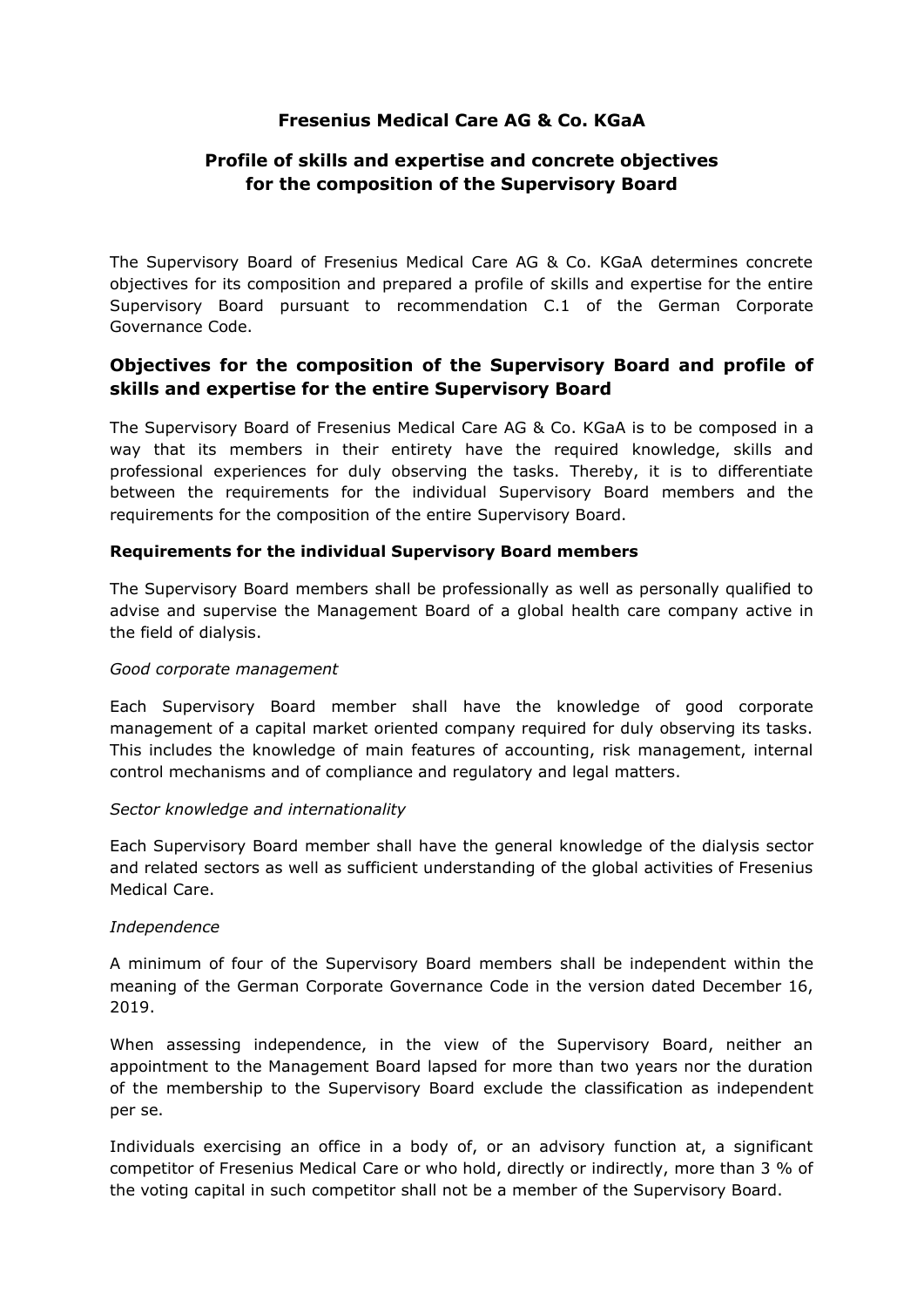# Fresenius Medical Care AG & Co. KGaA

## Profile of skills and expertise and concrete objectives for the composition of the Supervisory Board

The Supervisory Board of Fresenius Medical Care AG & Co. KGaA determines concrete objectives for its composition and prepared a profile of skills and expertise for the entire Supervisory Board pursuant to recommendation C.1 of the German Corporate Governance Code.

## Objectives for the composition of the Supervisory Board and profile of skills and expertise for the entire Supervisory Board

The Supervisory Board of Fresenius Medical Care AG & Co. KGaA is to be composed in a way that its members in their entirety have the required knowledge, skills and professional experiences for duly observing the tasks. Thereby, it is to differentiate between the requirements for the individual Supervisory Board members and the requirements for the composition of the entire Supervisory Board.

### Requirements for the individual Supervisory Board members

The Supervisory Board members shall be professionally as well as personally qualified to advise and supervise the Management Board of a global health care company active in the field of dialysis.

*Good corporate management*

Each Supervisory Board member shall have the knowledge of good corporate management of a capital market oriented company required for duly observing its tasks. This includes the knowledge of main features of accounting, risk management, internal control mechanisms and of compliance and regulatory and legal matters.

*Sector knowledge and internationality*

Each Supervisory Board member shall have the general knowledge of the dialysis sector and related sectors as well as sufficient understanding of the global activities of Fresenius Medical Care.

*Independence*

A minimum of four of the Supervisory Board members shall be independent within the meaning of the German Corporate Governance Code in the version dated December 16, 2019.

When assessing independence, in the view of the Supervisory Board, neither an appointment to the Management Board lapsed for more than two years nor the duration of the membership to the Supervisory Board exclude the classification as independent per se.

Individuals exercising an office in a body of, or an advisory function at, a significant competitor of Fresenius Medical Care or who hold, directly or indirectly, more than 3 % of the voting capital in such competitor shall not be a member of the Supervisory Board.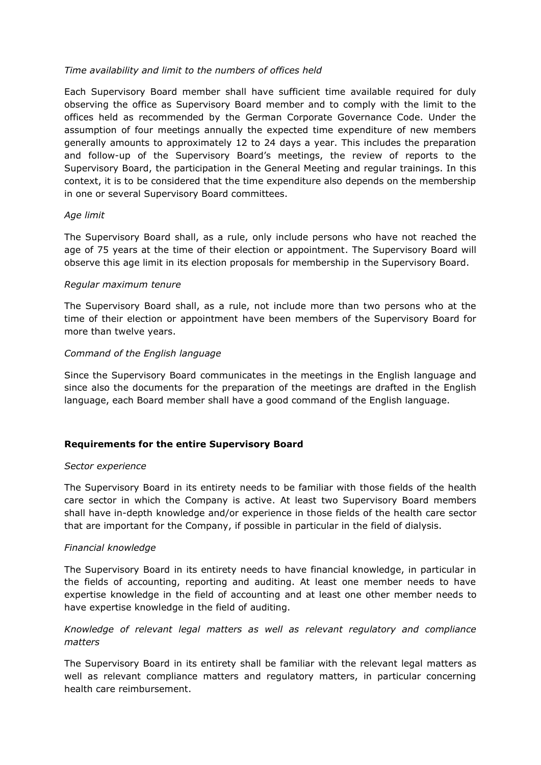*Time availability and limit to the numbers of offices held*

Each Supervisory Board member shall have sufficient time available required for duly observing the office as Supervisory Board member and to comply with the limit to the offices held as recommended by the German Corporate Governance Code. Under the assumption of four meetings annually the expected time expenditure of new members generally amounts to approximately 12 to 24 days a year. This includes the preparation and follow-up of the Supervisory Board's meetings, the review of reports to the Supervisory Board, the participation in the General Meeting and regular trainings. In this context, it is to be considered that the time expenditure also depends on the membership in one or several Supervisory Board committees.

*Age limit*

The Supervisory Board shall, as a rule, only include persons who have not reached the age of 75 years at the time of their election or appointment. The Supervisory Board will observe this age limit in its election proposals for membership in the Supervisory Board.

*Regular maximum tenure*

The Supervisory Board shall, as a rule, not include more than two persons who at the time of their election or appointment have been members of the Supervisory Board for more than twelve years.

*Command of the English language*

Since the Supervisory Board communicates in the meetings in the English language and since also the documents for the preparation of the meetings are drafted in the English language, each Board member shall have a good command of the English language.

**Requirements for the entire Supervisory Board**

*Sector experience*

The Supervisory Board in its entirety needs to be familiar with those fields of the health care sector in which the Company is active. At least two Supervisory Board members shall have in-depth knowledge and/or experience in those fields of the health care sector that are important for the Company, if possible in particular in the field of dialysis.

*Financial knowledge*

The Supervisory Board in its entirety needs to have financial knowledge, in particular in the fields of accounting, reporting and auditing. At least one member needs to have expertise knowledge in the field of accounting and at least one other member needs to have expertise knowledge in the field of auditing.

*Knowledge of relevant legal matters as well as relevant regulatory and compliance matters*

The Supervisory Board in its entirety shall be familiar with the relevant legal matters as well as relevant compliance matters and regulatory matters, in particular concerning health care reimbursement.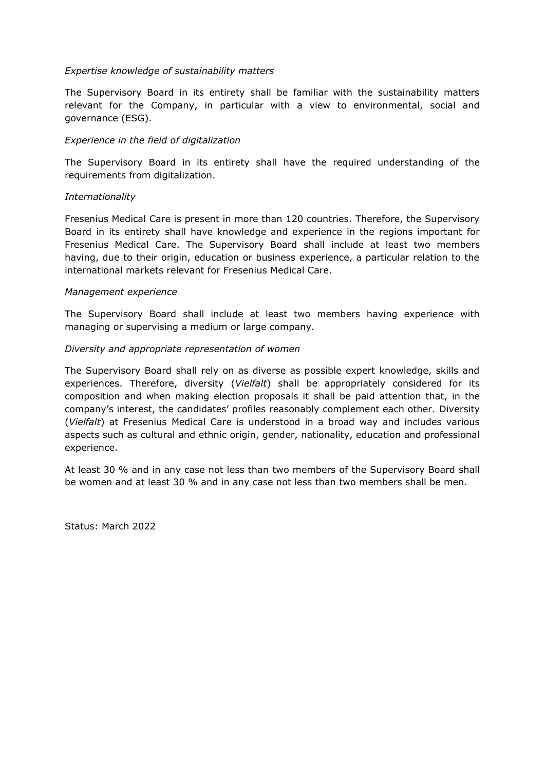*Expertise knowledge of sustainability matters*

The Supervisory Board in its entirety shall be familiar with the sustainability matters relevant for the Company, in particular with a view to environmental, social and governance (ESG).

*Experience in the field of digitalization*

The Supervisory Board in its entirety shall have the required understanding of the requirements from digitalization.

*Internationality*

Fresenius Medical Care is present in more than 120 countries. Therefore, the Supervisory Board in its entirety shall have knowledge and experience in the regions important for Fresenius Medical Care. The Supervisory Board shall include at least two members having, due to their origin, education or business experience, a particular relation to the international markets relevant for Fresenius Medical Care.

*Management experience*

The Supervisory Board shall include at least two members having experience with managing or supervising a medium or large company.

*Diversity and appropriate representation of women*

The Supervisory Board shall rely on as diverse as possible expert knowledge, skills and experiences. Therefore, diversity (*Vielfalt*) shall be appropriately considered for its composition and when making election proposals it shall be paid attention that, in the company's interest, the candidates' profiles reasonably complement each other. Diversity (*Vielfalt*) at Fresenius Medical Care is understood in a broad way and includes various aspects such as cultural and ethnic origin, gender, nationality, education and professional experience.

At least 30 % and in any case not less than two members of the Supervisory Board shall be women and at least 30 % and in any case not less than two members shall be men.

Status: March 2022